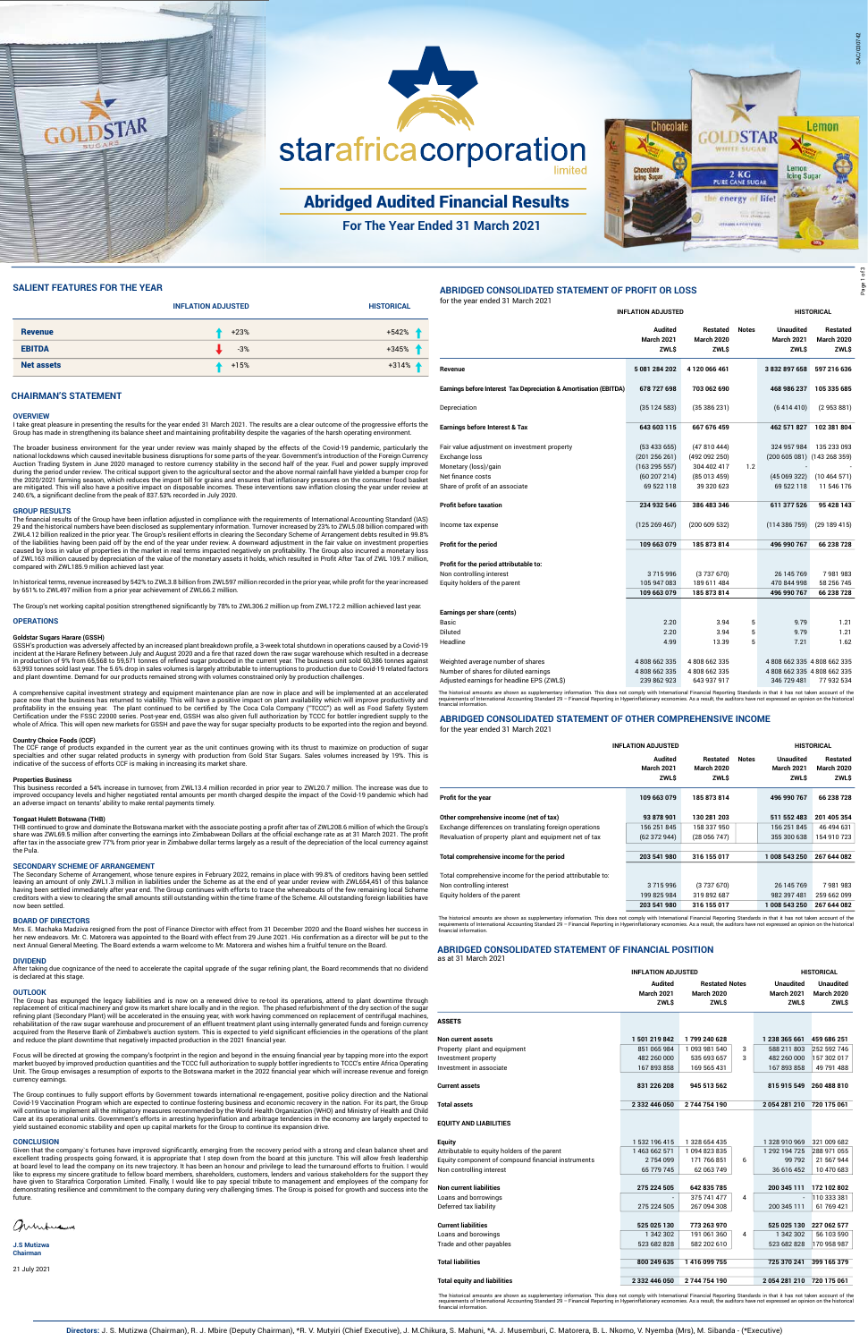# starafricacorporation limited

## Abridged Audited Financial Results

### For The Year Ended 31 March 2021

## SALIENT FEATURES FOR THE YEAR

| | INFLATION ADJUSTED | HISTORICAL |
|---|---|---|
| **Revenue** | +23% | +542% |
| **EBITDA** | -3% | +345% |
| **Net assets** | +15% | +314% |

## CHAIRMAN'S STATEMENT

### OVERVIEW

I take great pleasure in presenting the results for the year ended 31 March 2021. The results are a clear outcome of the progressive efforts the Group has made in strengthening its balance sheet and maintaining profitability despite the vagaries of the harsh operating environment.

The broader business environment for the year under review was mainly shaped by the effects of the Covid-19 pandemic, particularly the national lockdowns which caused inevitable business disruptions for some parts of the year. Government's introduction of the Foreign Currency Auction Trading System in June 2020 managed to restore currency stability in the second half of the year. Fuel and power supply improved during the period under review. The critical support given to the agricultural sector and the above normal rainfall have yielded a bumper crop for the 2020/2021 farming season, which reduces the import bill for grains and ensures that inflationary pressures on the consumer food basket are mitigated. This will also have a positive impact on disposable incomes. These interventions saw inflation closing the year under review at 240.6%, a significant decline from the peak of 837.53% recorded in July 2020.

### GROUP RESULTS

The financial results of the Group have been inflation adjusted in compliance with the requirements of International Accounting Standard (IAS) 29 and the historical numbers have been disclosed as supplementary information. Turnover increased by 23% to ZWL5.08 billion compared with ZWL4.12 billion realized in the prior year. The Group's resilient efforts in clearing the Secondary Scheme of Arrangement debts resulted in 99.8% of the liabilities having been paid off by the end of the year under review. A downward adjustment in the fair value on investment properties caused by loss in value of properties in the market in real terms impacted negatively on profitability. The Group also incurred a monetary loss of ZWL163 million caused by depreciation of the value of the monetary assets it holds, which resulted in Profit After Tax of ZWL 109.7 million, compared with ZWL185.9 million achieved last year.

In historical terms, revenue increased by 542% to ZWL3.8 billion from ZWL597 million recorded in the prior year, while profit for the year increased by 651% to ZWL497 million from a prior year achievement of ZWL66.2 million.

The Group's net working capital position strengthened significantly by 78% to ZWL306.2 million up from ZWL172.2 million achieved last year.

### OPERATIONS

**Goldstar Sugars Harare (GSSH)**

GSSH's production was adversely affected by an increased plant breakdown profile, a 3-week total shutdown in operations caused by a Covid-19 incident at the Harare Refinery between July and August 2020 and a fire that razed down the raw sugar warehouse which resulted in a decrease in production of 9% from 65,568 to 59,571 tonnes of refined sugar produced in the current year. The business unit sold 60,386 tonnes against 63,993 tonnes sold last year. The 5.6% drop in sales volumes is largely attributable to interruptions to production due to Covid-19 related factors and plant downtime. Demand for our products remained strong with volumes constrained only by production challenges.

A comprehensive capital investment strategy and equipment maintenance plan are now in place and will be implemented at an accelerated pace now that the business has returned to viability. This will have a positive impact on plant availability which will improve productivity and profitability in the ensuing year. The plant continued to be certified by The Coca Cola Company ("TCCC") as well as Food Safety System Certification under the FSSC 22000 series. Post-year end, GSSH was also given full authorization by TCCC for bottler ingredient supply to the whole of Africa. This will open new markets for GSSH and pave the way for sugar specialty products to be exported into the region and beyond.

**Country Choice Foods (CCF)**

The CCF range of products expanded in the current year as the unit continues growing with its thrust to maximize on production of sugar specialties and other sugar related products in synergy with production from Gold Star Sugars. Sales volumes increased by 19%. This is indicative of the success of efforts CCF is making in increasing its market share.

**Properties Business**

This business recorded a 54% increase in turnover, from ZWL13.4 million recorded in prior year to ZWL20.7 million. The increase was due to improved occupancy levels and higher negotiated rental amounts per month charged despite the impact of the Covid-19 pandemic which had an adverse impact on tenants' ability to make rental payments timely.

**Tongaat Hulett Botswana (THB)**

THB continued to grow and dominate the Botswana market with the associate posting a profit after tax of ZWL208.6 million of which the Group's share was ZWL69.5 million after converting the earnings into Zimbabwean Dollars at the official exchange rate as at 31 March 2021. The profit after tax in the associate grew 77% from prior year in Zimbabwe dollar terms largely as a result of the depreciation of the local currency against the Pula.

### SECONDARY SCHEME OF ARRANGEMENT

The Secondary Scheme of Arrangement, whose tenure expires in February 2022, remains in place with 99.8% of creditors having been settled leaving an amount of only ZWL1.3 million in liabilities under the Scheme as at the end of year under review with ZWL664,451 of this balance having been settled immediately after year end. The Group continues with efforts to trace the whereabouts of the few remaining local Scheme creditors with a view to clearing the small amounts still outstanding within the time frame of the Scheme. All outstanding foreign liabilities have now been settled.

### BOARD OF DIRECTORS

Mrs. E. Machaka Madziva resigned from the post of Finance Director with effect from 31 December 2020 and the Board wishes her success in her new endeavors. Mr. C. Matorera was appointed to the Board with effect from 29 June 2021. His confirmation as a director will be put to the next Annual General Meeting. The Board extends a warm welcome to Mr. Matorera and wishes him a fruitful tenure on the Board.

### DIVIDEND

After taking due cognizance of the need to accelerate the capital upgrade of the sugar refining plant, the Board recommends that no dividend is declared at this stage.

### OUTLOOK

The Group has expunged the legacy liabilities and is now on a renewed drive to re-tool its operations, attend to plant downtime through replacement of critical machinery and grow its market share locally and in the region. The phased refurbishment of the dry section of the sugar refining plant (Secondary Plant) will be accelerated in the ensuing year, with work having commenced on replacement of centrifugal machines, rehabilitation of the raw sugar warehouse and procurement of an effluent treatment plant using internally generated funds and foreign currency acquired from the Reserve Bank of Zimbabwe's auction system. This is expected to yield significant efficiencies in the operations of the plant and reduce the plant downtime that negatively impacted production in the 2021 financial year.

Focus will be directed at growing the company's footprint in the region and beyond in the ensuing financial year by tapping more into the export market buoyed by improved production quantities and the TCCC full authorization to supply bottler ingredients to TCCC's entire Africa Operating Unit. The Group envisages a resumption of exports to the Botswana market in the 2022 financial year which will increase revenue and foreign currency earnings.

The Group continues to fully support efforts by Government towards international re-engagement, positive policy direction and the National Covid-19 Vaccination Programme which are expected to continue fostering business and economic recovery in the nation. For its part, the Group will continue to implement all the mitigatory measures recommended by the World Health Organization (WHO) and Ministry of Health and Child Care at its operational units. Government's efforts in arresting hyperinflation and arbitrage tendencies in the economy are largely expected to yield sustained economic stability and open up capital markets for the Group to continue its expansion drive.

### CONCLUSION

Given that the company's fortunes have improved significantly, emerging from the recovery period with a strong and clean balance sheet and excellent trading prospects going forward, it is appropriate that I step down from the board at this juncture. This will allow fresh leadership at board level to lead the company on its new trajectory. It has been an honour and privilege to lead the turnaround efforts to fruition. I would like to express my sincere gratitude to fellow board members, shareholders, customers, lenders and various stakeholders for the support they have given to Starafrica Corporation Limited. Finally, I would like to pay special tribute to management and employees of the company for demonstrating resilience and commitment to the company during very challenging times. The Group is poised for growth and success into the future.

**J.S Mutizwa**
**Chairman**

21 July 2021

## ABRIDGED CONSOLIDATED STATEMENT OF PROFIT OR LOSS

for the year ended 31 March 2021

| | INFLATION ADJUSTED | | | HISTORICAL | |
|---|---|---|---|---|---|
| | Audited March 2021 ZWL$ | Restated March 2020 ZWL$ | Notes | Unaudited March 2021 ZWL$ | Restated March 2020 ZWL$ |
| **Revenue** | 5 081 284 202 | 4 120 066 461 | | 3 832 897 658 | 597 216 636 |
| **Earnings before Interest Tax Depreciation & Amortisation (EBITDA)** | 678 727 698 | 703 062 690 | | 468 986 237 | 105 335 685 |
| Depreciation | (35 124 583) | (35 386 231) | | (6 414 410) | (2 953 881) |
| **Earnings before Interest & Tax** | 643 603 115 | 667 676 459 | | 462 571 827 | 102 381 804 |
| Fair value adjustment on investment property | (53 433 655) | (47 810 444) | | 324 957 984 | 135 233 093 |
| Exchange loss | (201 256 261) | (492 092 250) | | (200 605 081) | (143 268 359) |
| Monetary (loss)/gain | (163 295 557) | 304 402 417 | 1.2 | - | - |
| Net finance costs | (60 207 214) | (85 013 459) | | (45 069 322) | (10 464 571) |
| Share of profit of an associate | 69 522 118 | 39 320 623 | | 69 522 118 | 11 546 176 |
| **Profit before taxation** | 234 932 546 | 386 483 346 | | 611 377 526 | 95 428 143 |
| Income tax expense | (125 269 467) | (200 609 532) | | (114 386 759) | (29 189 415) |
| **Profit for the period** | 109 663 079 | 185 873 814 | | 496 990 767 | 66 238 728 |
| **Profit for the period attributable to:** | | | | | |
| Non controlling interest | 3 715 996 | (3 737 670) | | 26 145 769 | 7 981 983 |
| Equity holders of the parent | 105 947 083 | 189 611 484 | | 470 844 998 | 58 256 745 |
| | 109 663 079 | 185 873 814 | | 496 990 767 | 66 238 728 |
| **Earnings per share (cents)** | | | | | |
| Basic | 2.20 | 3.94 | 5 | 9.79 | 1.21 |
| Diluted | 2.20 | 3.94 | 5 | 9.79 | 1.21 |
| Headline | 4.99 | 13.39 | 5 | 7.21 | 1.62 |
| Weighted average number of shares | 4 808 662 335 | 4 808 662 335 | | 4 808 662 335 | 4 808 662 335 |
| Number of shares for diluted earnings | 4 808 662 335 | 4 808 662 335 | | 4 808 662 335 | 4 808 662 335 |
| Adjusted earnings for headline EPS (ZWL$) | 239 862 923 | 643 937 917 | | 346 729 481 | 77 932 534 |

The historical amounts are shown as supplementary information. This does not comply with International Financial Reporting Standards in that it has not taken account of the requirements of International Accounting Standard 29 – Financial Reporting in Hyperinflationary economies. As a result, the auditors have not expressed an opinion on the historical financial information.

## ABRIDGED CONSOLIDATED STATEMENT OF OTHER COMPREHENSIVE INCOME

for the year ended 31 March 2021

| | INFLATION ADJUSTED | | | HISTORICAL | |
|---|---|---|---|---|---|
| | Audited March 2021 ZWL$ | Restated March 2020 ZWL$ | Notes | Unaudited March 2021 ZWL$ | Restated March 2020 ZWL$ |
| **Profit for the year** | 109 663 079 | 185 873 814 | | 496 990 767 | 66 238 728 |
| **Other comprehensive income (net of tax)** | 93 878 901 | 130 281 203 | | 511 552 483 | 201 405 354 |
| Exchange differences on translating foreign operations | 156 251 845 | 158 337 950 | | 156 251 845 | 46 494 631 |
| Revaluation of property plant and equipment net of tax | (62 372 944) | (28 056 747) | | 355 300 638 | 154 910 723 |
| **Total comprehensive income for the period** | 203 541 980 | 316 155 017 | | 1 008 543 250 | 267 644 082 |
| Total comprehensive income for the period attributable to: | | | | | |
| Non controlling interest | 3 715 996 | (3 737 670) | | 26 145 769 | 7 981 983 |
| Equity holders of the parent | 199 825 984 | 319 892 687 | | 982 397 481 | 259 662 099 |
| | 203 541 980 | 316 155 017 | | 1 008 543 250 | 267 644 082 |

The historical amounts are shown as supplementary information. This does not comply with International Financial Reporting Standards in that it has not taken account of the requirements of International Accounting Standard 29 – Financial Reporting in Hyperinflationary economies. As a result, the auditors have not expressed an opinion on the historical financial information.

## ABRIDGED CONSOLIDATED STATEMENT OF FINANCIAL POSITION

as at 31 March 2021

| | INFLATION ADJUSTED | | | HISTORICAL | |
|---|---|---|---|---|---|
| | Audited March 2021 ZWL$ | Restated March 2020 ZWL$ | Notes | Unaudited March 2021 ZWL$ | Unaudited March 2020 ZWL$ |
| **ASSETS** | | | | | |
| **Non current assets** | 1 501 219 842 | 1 799 240 628 | | 1 238 365 661 | 459 686 251 |
| Property plant and equipment | 851 065 984 | 1 093 981 540 | 3 | 588 211 803 | 252 592 746 |
| Investment property | 482 260 000 | 535 693 657 | 3 | 482 260 000 | 157 302 017 |
| Investment in associate | 167 893 858 | 169 565 431 | | 167 893 858 | 49 791 488 |
| **Current assets** | 831 226 208 | 945 513 562 | | 815 915 549 | 260 488 810 |
| **Total assets** | 2 332 446 050 | 2 744 754 190 | | 2 054 281 210 | 720 175 061 |
| **EQUITY AND LIABILITIES** | | | | | |
| **Equity** | 1 532 196 415 | 1 328 654 435 | | 1 328 910 969 | 321 009 682 |
| Attributable to equity holders of the parent | 1 463 662 571 | 1 094 823 835 | | 1 292 194 725 | 288 971 055 |
| Equity component of compound financial instruments | 2 754 099 | 171 766 851 | 6 | 99 792 | 21 567 944 |
| Non controlling interest | 65 779 745 | 62 063 749 | | 36 616 452 | 10 470 683 |
| **Non current liabilities** | 275 224 505 | 642 835 785 | | 200 345 111 | 172 102 802 |
| Loans and borrowings | - | 375 741 477 | 4 | - | 110 333 381 |
| Deferred tax liability | 275 224 505 | 267 094 308 | | 200 345 111 | 61 769 421 |
| **Current liabilities** | 525 025 130 | 773 263 970 | | 525 025 130 | 227 062 577 |
| Loans and borrowings | 1 342 302 | 191 061 360 | 4 | 1 342 302 | 56 103 590 |
| Trade and other payables | 523 682 828 | 582 202 610 | | 523 682 828 | 170 958 987 |
| **Total liabilities** | 800 249 635 | 1 416 099 755 | | 725 370 241 | 399 165 379 |
| **Total equity and liabilities** | 2 332 446 050 | 2 744 754 190 | | 2 054 281 210 | 720 175 061 |

The historical amounts are shown as supplementary information. This does not comply with International Financial Reporting Standards in that it has not taken account of the requirements of International Accounting Standard 29 – Financial Reporting in Hyperinflationary economies. As a result, the auditors have not expressed an opinion on the historical financial information.

**Directors:** J. S. Mutizwa (Chairman), R. J. Mbire (Deputy Chairman), *R. V. Mutyiri (Chief Executive), J. M.Chikura, S. Mahuni, *A. J. Musemburi, C. Matorera, B. L. Nkomo, V. Nyemba (Mrs), M. Sibanda - (*Executive)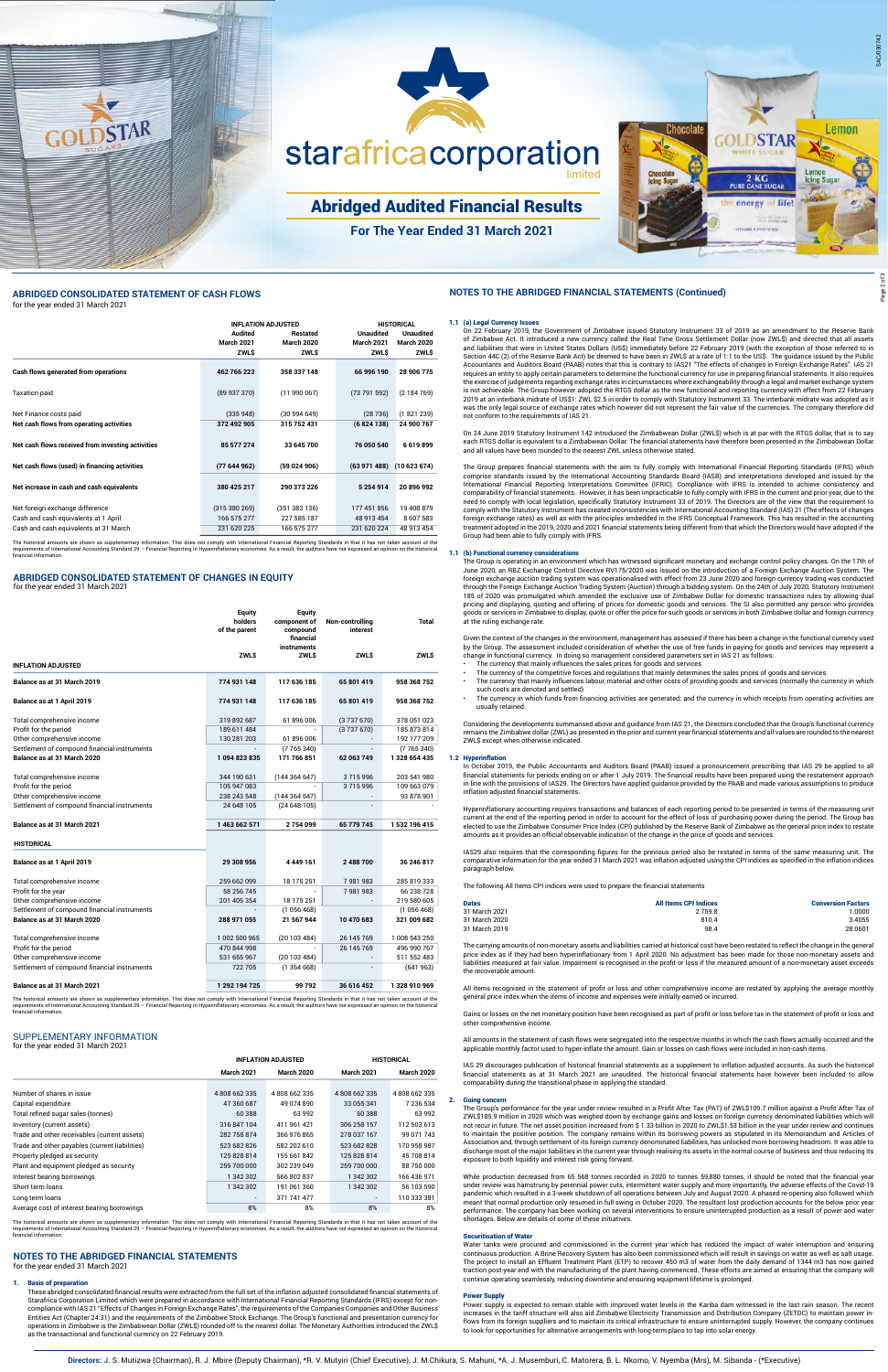# starafricacorporation limited

## Abridged Audited Financial Results

### For The Year Ended 31 March 2021

## ABRIDGED CONSOLIDATED STATEMENT OF CASH FLOWS

for the year ended 31 March 2021

| | INFLATION ADJUSTED | | HISTORICAL | |
|---|---|---|---|---|
| | Audited March 2021 ZWL$ | Restated March 2020 ZWL$ | Unaudited March 2021 ZWL$ | Unaudited March 2020 ZWL$ |
| **Cash flows generated from operations** | **462 766 223** | **358 337 148** | **66 996 190** | **28 906 775** |
| Taxation paid | (89 937 370) | (11 990 067) | (73 791 592) | (2 184 769) |
| Net Finance costs paid | (335 948) | (30 594 649) | (28 736) | (1 821 239) |
| **Net cash flows from operating activities** | **372 492 905** | **315 752 431** | **(6 824 138)** | **24 900 767** |
| **Net cash flows received from investing activities** | **85 577 274** | **33 645 700** | **76 050 540** | **6 619 899** |
| **Net cash flows (used) in financing activities** | **(77 644 962)** | **(59 024 906)** | **(63 971 488)** | **(10 623 674)** |
| **Net increase in cash and cash equivalents** | **380 425 217** | **290 373 226** | **5 254 914** | **20 896 992** |
| Net foreign exchange difference | (315 380 269) | (351 383 136) | 177 451 856 | 19 408 879 |
| Cash and cash equivalents at 1 April | 166 575 277 | 227 585 187 | 48 913 454 | 8 607 583 |
| Cash and cash equivalents at 31 March | 231 620 225 | 166 575 277 | 231 620 224 | 48 913 454 |

The historical amounts are shown as supplementary information. This does not comply with International Financial Reporting Standards in that it has not taken account of the requirements of International Accounting Standard 29 – Financial Reporting in Hyperinflationary economies. As a result, the auditors have not expressed an opinion on the historical financial information.

## ABRIDGED CONSOLIDATED STATEMENT OF CHANGES IN EQUITY

for the year ended 31 March 2021

| | Equity holders of the parent ZWL$ | Equity component of compound financial instruments ZWL$ | Non-controlling interest ZWL$ | Total ZWL$ |
|---|---|---|---|---|
| **INFLATION ADJUSTED** | | | | |
| **Balance as at 31 March 2019** | **774 931 148** | **117 636 185** | **65 801 419** | **958 368 752** |
| **Balance as at 1 April 2019** | **774 931 148** | **117 636 185** | **65 801 419** | **958 368 752** |
| Total comprehensive income | 319 892 687 | 61 896 006 | (3 737 670) | 378 051 023 |
| Profit for the period | 189 611 484 | - | (3 737 670) | 185 873 814 |
| Other comprehensive income | 130 281 203 | 61 896 006 | - | 192 177 209 |
| Settlement of compound financial instruments | - | (7 765 340) | - | (7 765 340) |
| **Balance as at 31 March 2020** | **1 094 823 835** | **171 766 851** | **62 063 749** | **1 328 654 435** |
| Total comprehensive income | 344 190 631 | (144 364 647) | 3 715 996 | 203 541 980 |
| Profit for the period | 105 947 083 | - | 3 715 996 | 109 663 079 |
| Other comprehensive income | 238 243 548 | (144 364 647) | - | 93 878 901 |
| Settlement of compound financial instruments | 24 648 105 | (24 648 105) | - | - |
| **Balance as at 31 March 2021** | **1 463 662 571** | **2 754 099** | **65 779 745** | **1 532 196 415** |
| **HISTORICAL** | | | | |
| **Balance as at 1 April 2019** | **29 308 956** | **4 449 161** | **2 488 700** | **36 246 817** |
| Total comprehensive income | 259 662 099 | 18 175 251 | 7 981 983 | 285 819 333 |
| Profit for the year | 58 256 745 | - | 7 981 983 | 66 238 728 |
| Other comprehensive income | 201 405 354 | 18 175 251 | - | 219 580 605 |
| Settlement of compound financial instruments | - | (1 056 468) | - | (1 056 468) |
| **Balance as at 31 March 2020** | **288 971 055** | **21 567 944** | **10 470 683** | **321 009 682** |
| Total comprehensive income | 1 002 500 965 | (20 103 484) | 26 145 769 | 1 008 543 250 |
| Profit for the period | 470 844 998 | - | 26 145 769 | 496 990 767 |
| Other comprehensive income | 531 655 967 | (20 103 484) | - | 511 552 483 |
| Settlement of compound financial instruments | 722 705 | (1 364 668) | - | (641 963) |
| **Balance as at 31 March 2021** | **1 292 194 725** | **99 792** | **36 616 452** | **1 328 910 969** |

The historical amounts are shown as supplementary information. This does not comply with International Financial Reporting Standards in that it has not taken account of the requirements of International Accounting Standard 29 – Financial Reporting in Hyperinflationary economies. As a result, the auditors have not expressed an opinion on the historical financial information.

## SUPPLEMENTARY INFORMATION

for the year ended 31 March 2021

| | INFLATION ADJUSTED | | HISTORICAL | |
|---|---|---|---|---|
| | March 2021 | March 2020 | March 2021 | March 2020 |
| Number of shares in issue | 4 808 662 335 | 4 808 662 335 | 4 808 662 335 | 4 808 662 335 |
| Capital expenditure | 47 360 687 | 49 074 890 | 33 055 341 | 7 236 534 |
| Total refined sugar sales (tonnes) | 60 388 | 63 992 | 60 388 | 63 992 |
| Inventory (current assets) | 316 847 104 | 411 961 421 | 306 258 157 | 112 503 613 |
| Trade and other receivables (current assets) | 282 758 874 | 366 976 865 | 278 037 167 | 99 071 743 |
| Trade and other payables (current liabilities) | 523 682 826 | 582 202 610 | 523 682 828 | 170 958 987 |
| Property pledged as security | 125 828 814 | 155 661 842 | 125 828 814 | 45 708 814 |
| Plant and equipment pledged as security | 259 700 000 | 302 239 049 | 259 700 000 | 88 750 000 |
| Interest bearing borrowings | 1 342 302 | 566 802 837 | 1 342 302 | 166 436 971 |
| Short term loans | 1 342 302 | 191 061 360 | 1 342 302 | 56 103 590 |
| Long term loans | - | 371 741 477 | - | 110 333 381 |
| Average cost of interest bearing borrowings | 8% | 8% | 8% | 8% |

The historical amounts are shown as supplementary information. This does not comply with International Financial Reporting Standards in that it has not taken account of the requirements of International Accounting Standard 29 – Financial Reporting in Hyperinflationary economies. As a result, the auditors have not expressed an opinion on the historical financial information.

## NOTES TO THE ABRIDGED FINANCIAL STATEMENTS

for the year ended 31 March 2021

### 1. Basis of preparation

These abridged consolidated financial results were extracted from the full set of the inflation adjusted consolidated financial statements of Starafrica Corporation Limited which were prepared in accordance with International Financial Reporting Standards (IFRS) except for non-compliance with IAS 21 "Effects of Changes in Foreign Exchange Rates", the requirements of the Companies and Other Business Entities Act (Chapter 24:31) and the requirements of the Zimbabwe Stock Exchange. The Group's functional and presentation currency for operations in Zimbabwe is the Zimbabwean Dollar (ZWL$) rounded off to the nearest dollar. The Monetary Authorities introduced the ZWL$ as the transactional and functional currency on 22 February 2019.

## NOTES TO THE ABRIDGED FINANCIAL STATEMENTS (Continued)

### 1.1 (a) Legal Currency Issues

On 22 February 2019, the Government of Zimbabwe issued Statutory Instrument 33 of 2019 as an amendment to the Reserve Bank of Zimbabwe Act. It introduced a new currency called the Real Time Gross Settlement Dollar (now ZWL$) and directed that all assets and liabilities that were in United States Dollars (US$) immediately before 22 February 2019 (with the exception of those referred to in Section 44C (2) of the Reserve Bank Act) be deemed to have been in ZWL$ at a rate of 1:1 to the US$. The guidance issued by the Public Accountants and Auditors Board (PAAB) notes that this is contrary to IAS21 "The effects of changes in Foreign Exchange Rates". IAS 21 requires an entity to apply certain parameters to determine the functional currency for use in preparing financial statements. It also requires the exercise of judgements regarding exchange rates in circumstances where exchangeability through a legal and market exchange system is not achievable. The Group however adopted the RTGS dollar as the new functional and reporting currency with effect from 22 February 2019 at an interbank midrate of US$1: ZWL $2.5 in order to comply with Statutory Instrument 33. The interbank midrate was adopted as it was the only legal source of exchange rates which however did not represent the fair value of the currencies. The company therefore did not conform to the requirements of IAS 21.

On 24 June 2019 Statutory Instrument 142 introduced the Zimbabwean Dollar (ZWL$) which is at par with the RTGS dollar, that is to say each RTGS dollar is equivalent to a Zimbabwean Dollar. The financial statements have therefore been presented in the Zimbabwean Dollar and all values have been rounded to the nearest ZWL unless otherwise stated.

The Group prepares financial statements with the aim to fully comply with International Financial Reporting Standards (IFRS) which comprise standards issued by the International Accounting Standards Board (IASB) and interpretations developed and issued by the International Financial Reporting Interpretations Committee (IFRIC). Compliance with IFRS is intended to achieve consistency and comparability of financial statements. However, it has been impracticable to fully comply with IFRS in the current and prior year, due to the need to comply with local legislation, specifically Statutory Instrument 33 of 2019. The Directors are of the view that the requirement to comply with the Statutory Instrument has created inconsistencies with International Accounting Standard (IAS) 21 (The effects of changes foreign exchange rates) as well as with the principles embedded in the IFRS Conceptual Framework. This has resulted in the accounting treatment adopted in the 2019, 2020 and 2021 financial statements being different from that which the Directors would have adopted if the Group had been able to fully comply with IFRS.

### 1.1 (b) Functional currency considerations

The Group is operating in an environment which has witnessed significant monetary and exchange control policy changes. On the 17th of June 2020, an RBZ Exchange Control Directive RV175/2020 was issued on the introduction of a Foreign Exchange Auction System. The foreign exchange auction trading system was operationalised with effect from 23 June 2020 and foreign currency trading was conducted through the Foreign Exchange Auction Trading System (Auction) through a bidding system. On the 24th of July 2020, Statutory Instrument 185 of 2020 was promulgated which amended the exclusive use of Zimbabwe Dollar for domestic transactions rules by allowing dual pricing and displaying, quoting and offering of prices for domestic goods and services. The SI also permitted any person who provides goods or services in Zimbabwe to display, quote or offer the price for such goods or services in both Zimbabwe dollar and foreign currency at the ruling exchange rate.

Given the context of the changes in the environment, management has assessed if there has been a change in the functional currency used by the Group. The assessment included consideration of whether the use of free funds in paying for goods and services may represent a change in functional currency. In doing so management considered parameters set in IAS 21 as follows:

- The currency that mainly influences the sales prices of goods and services.
- The currency of the competitive forces and regulations that mainly determines the sales prices of goods and services.
- The currency that mainly influences labour, material and other costs of providing goods and services (normally the currency in which such costs are denoted and settled)
- The currency in which funds from financing activities are generated; and the currency in which receipts from operating activities are usually retained.

Considering the developments summarised above and guidance from IAS 21, the Directors concluded that the Group's functional currency remains the Zimbabwe dollar (ZWL) as presented in the prior and current year financial statements and all values are rounded to the nearest ZWL$ except when otherwise indicated.

### 1.2 Hyperinflation

In October 2019, the Public Accountants and Auditors Board (PAAB) issued a pronouncement prescribing that IAS 29 be applied to all financial statements for periods ending on or after 1 July 2019. The financial results have been prepared using the restatement approach in line with the provisions of IAS29. The Directors have applied guidance provided by the PAAB and made various assumptions to produce inflation adjusted financial statements.

Hyperinflationary accounting requires transactions and balances of each reporting period to be presented in terms of the measuring unit current at the end of the reporting period in order to account for the effect of loss of purchasing power during the period. The Group has elected to use the Zimbabwe Consumer Price Index (CPI) published by the Reserve Bank of Zimbabwe as the general price index to restate amounts as it provides an official observable indication of the change in the price of goods and services.

IAS29 also requires that the corresponding figures for the previous period also be restated in terms of the same measuring unit. The comparative information for the year ended 31 March 2021 was inflation adjusted using the CPI indices as specified in the inflation indices paragraph below.

The following All Items CPI indices were used to prepare the financial statements

| Dates | All Items CPI Indices | Conversion Factors |
|---|---|---|
| 31 March 2021 | 2 759.8 | 1.0000 |
| 31 March 2020 | 810.4 | 3.4055 |
| 31 March 2019 | 98.4 | 28.0601 |

The carrying amounts of non-monetary assets and liabilities carried at historical cost have been restated to reflect the change in the general price index as if they had been hyperinflationary from 1 April 2020. No adjustment has been made for those non-monetary assets and liabilities measured at fair value. Impairment is recognised in the profit or loss if the measured amount of a non-monetary asset exceeds the recoverable amount.

All items recognised in the statement of profit or loss and other comprehensive income are restated by applying the average monthly general price index when the items of income and expenses were initially earned or incurred.

Gains or losses on the net monetary position have been recognised as part of profit or loss before tax in the statement of profit or loss and other comprehensive income.

All amounts in the statement of cash flows were segregated into the respective months in which the cash flows actually occurred and the applicable monthly factor used to hyper-inflate the amount. Gain or losses on cash flows were included in non-cash items.

IAS 29 discourages publication of historical financial statements as a supplement to inflation adjusted accounts. As such the historical financial statements as at 31 March 2021 are unaudited. The historical financial statements have however been included to allow comparability during the transitional phase in applying the standard.

### 2. Going concern

The Group's performance for the year under review resulted in a Profit After Tax (PAT) of ZWL$109.7 million against a Profit After Tax of ZWL$185.9 million in 2020 which was weighed down by exchange gains and losses on foreign currency denominated liabilities which will not recur in future. The net asset position increased from $1.33 billion in 2020 to ZWL$1.53 billion in the year under review and continues to maintain the positive position. The company remains within its borrowing powers as stipulated in its Memorandum and Articles of Association and, through settlement of its foreign currency denominated liabilities, has unlocked more borrowing headroom. It was able to discharge most of the major liabilities in the current year through realising its assets in the normal course of business and thus reducing its exposure to both liquidity and interest risk going forward.

While production decreased from 65 568 tonnes recorded in 2020 to tonnes 59,880 tonnes, it should be noted that the financial year under review was hamstrung by perennial power cuts, intermittent water supply and more importantly, the adverse effects of the Covid-19 pandemic which resulted in a 3-week shutdown of all operations between July and August 2020. A phased re-opening also followed which meant that normal production only resumed in full swing in October 2020. The resultant lost production accounts for the below prior year performance. The company has been working on several interventions to ensure uninterrupted production as a result of power and water shortages. Below are details of some of these initiatives.

**Securitisation of Water**

Water tanks were procured and commissioned in the current year which has reduced the impact of water interruption and ensuring continuous production. A Brine Recovery System has also been commissioned which will result in savings on water as well as salt usage. The project to install an Effluent Treatment Plant (ETP) to recover 450 m3 of water from the daily demand of 1344 m3 has now gained traction post-year end with the manufacturing of the plant having commenced. These efforts are aimed at ensuring that the company will continue operating seamlessly, reducing downtime and ensuring equipment lifetime is prolonged.

**Power Supply**

Power supply is expected to remain stable with improved water levels in the Kariba dam witnessed in the last rain season. The recent increases in the tariff structure will also aid Zimbabwe Electricity Transmission and Distribution Company (ZETDC) to maintain power in-flows from its foreign suppliers and to maintain its critical infrastructure to ensure uninterrupted supply. However, the company continues to look for opportunities for alternative arrangements with long-term plans to tap into solar energy.

**Directors:** J. S. Mutizwa (Chairman), R. J. Mbire (Deputy Chairman), *R. V. Mutyiri (Chief Executive), J. M.Chikura, S. Mahuni, *A. J. Musemburi, C. Matorera, B. L. Nkomo, V. Nyemba (Mrs), M. Sibanda - (*Executive)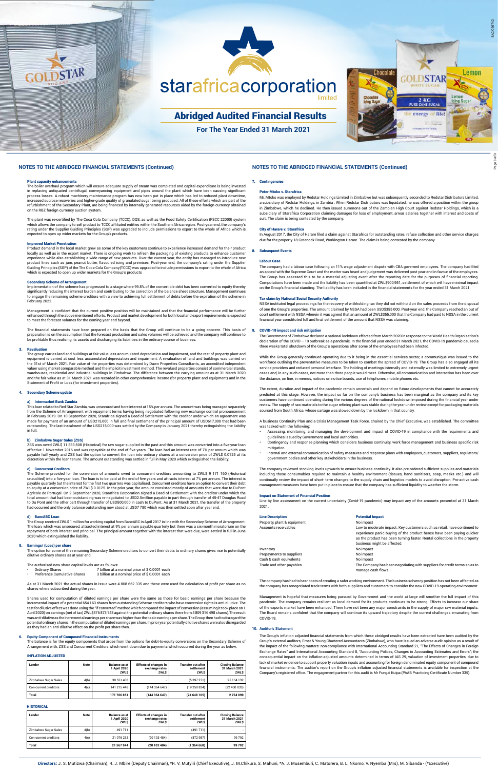# starafricacorporation limited

## Abridged Audited Financial Results

### For The Year Ended 31 March 2021

## NOTES TO THE ABRIDGED FINANCIAL STATEMENTS (Continued)

**Plant capacity enhancements**

The boiler overhaul program which will ensure adequate supply of steam was completed and capital expenditure is being invested in replacing antiquated centrifugal, conveyancing equipment and pipes around the plant which have been causing significant process losses. A robust machinery maintenance program has now been put in place which has led to reduced plant downtime, increased sucrose recoveries and higher-grade quality of granulated sugar being produced. All of these efforts which are part of the refurbishment of the Secondary Plant, are being financed by internally generated resources aided by the RBZ foreign currency auction system.

The plant was re-certified by The Coca Cola Company (TCCC), DQS, as well as the Food Safety Certification (FSCC 22000) system which allows the company to sell product to TCCC affiliated entities within the Southern Africa region. Post-year end, the company's rating under the Supplier Guiding Principles (SGP) was upgraded to include permissions to export to the whole of Africa which is expected to open up wider markets for the Group's products.

**Improved Market Penetration**

Product demand in the local market grew as some of the key customers continue to experience increased demand for their product locally as well as in the export market. There is ongoing work to refresh the packaging of existing products to enhance customer experience while also establishing a wide range of new products. Over the current year, the entity has managed to introduce new product lines such as jam, peanut butter, flavoured icing and premixes. Post-year end, the company's rating under the Supplier Guiding Principles (SGP) of The Coca-Cola Company(TCCC) was upgraded to include permissions to export to the whole of Africa which is expected to open up wider markets for the Group's products

**Secondary Scheme of Arrangement**

Implementation of the scheme has progressed to a stage where 99.8% of the convertible debt has been converted to equity thereby significantly reducing the interest burden and contributing to the correction of the balance sheet structure. Management continues to engage the remaining scheme creditors with a view to achieving full settlement of debts before the expiration of the scheme in February 2022.

Management is confident that the current positive position will be maintained and that the financial performance will be further enhanced through the above-mentioned efforts. Product and market development for both local and export requirements is expected to meet the forecast volumes for the coming year and beyond.

The financial statements have been prepared on the basis that the Group will continue to be a going concern. This basis of preparation is on the assumption that the forecast production and sales volumes will be achieved and the company will continue to be profitable thus realising its assets and discharging its liabilities in the ordinary course of business.

### 3. Revaluation

The group carries land and buildings at fair value less accumulated depreciation and impairment, and the rest of property plant and equipment is carried at cost less accumulated depreciation and impairment. A revaluation of land and buildings was carried on the 31st of March 2021. Fair value of the properties was determined by Dawn Properties Consultants, an accredited independent valuer using market comparable method and the implicit investment method. The revalued properties consist of commercial stands, warehouses, residential and industrial buildings in Zimbabwe. The difference between the carrying amount as at 31 March 2020 and the fair value as at 31 March 2021 was recorded in other comprehensive income (for property plant and equipment) and in the Statement of Profit or Loss (for investment properties).

### 4. Secondary Scheme update

**a) Intermarket Bank Zambia**

This loan related to Red Star Zambia, was unsecured and bore interest at 15% per annum. The amount was being managed separately from the Scheme of Arrangement with repayment terms having being negotiated following new exchange control pronouncement in February 2019. On 10 September 2020, Starafrica signed a Deed of Settlement with the creditor under which an agreement was made for payment of an amount of USD215,000 in full and final settlement of the principal amount of USD617,000 that had been outstanding. The last instalment of the USD215,000 was settled by the Company in January 2021 thereby extinguishing the liability in full.

**b) Zimbabwe Sugar Sales (ZSS)**

ZSS was owed ZWL$ 11 333 808 (Historical) for raw sugar supplied in the past and this amount was converted into a five-year loan effective 1 November 2016 and was repayable at the end of five years. The loan had an interest rate of 7% per annum which was payable half yearly and ZSS had the option to convert the loan into ordinary shares at a conversion price of ZWL$ 0.0125 at its discretion within the loan tenure. The amount outstanding was settled in full in May 2020 which extinguished the liability.

**c) Concurrent Creditors**

The Scheme provided for the conversion of amounts owed to concurrent creditors amounting to ZWL$ 9 171 160 (Historical unaudited) into a five-year loan. The loan is to be paid at the end of five years and attracts interest at 7% per annum. The interest is payable quarterly but the interest for the first two quarters was capitalised. Concurrent creditors have an option to convert their debt to equity at a conversion price of ZWL$ 0.0125. In the prior year, the amount consisted mostly of amounts that were due to DuPont Agricole de Portugal. On 2 September 2020, Starafrica Corporation signed a Deed of Settlement with the creditor under which the total amount that had been outstanding was re-negotiated to USD2.5million payable in part through transfer of 45-47 Douglas Road to Du Pont and the other part through transfer of USD500,000 in cash to DuPont. As at 31 March 2021, the transfer of the property had occurred and the only balance outstanding now stood at USD7 780 which was then settled soon after year end.

**d) BancABC Loan**

The Group received ZWL$ 1 million for working capital from BancABC in April 2017 in line with the Secondary Scheme of Arrangement. The loan, which was unsecured, attracted interest at 9% per annum payable quarterly but there was a six-month moratorium on the repayment of both interest and principal. The principal amount together with the interest that were due, were settled in full in June 2020 which extinguished the liability.

### 5. Earnings/ (Loss) per share

The option for some of the remaining Secondary Scheme creditors to convert their debts to ordinary shares gives rise to potentially dilutive ordinary shares as at year end.

The authorised new share capital levels are as follows:

- Ordinary Shares — 7 billion at a nominal price of $ 0.0001 each
- Preference Cumulative Shares — 3 billion at a nominal price of $ 0.0001 each

As at 31 March 2021 the actual shares in issue were 4 808 662 335 and these were used for calculation of profit per share as no shares where subscribed during the year.

Shares used for computation of diluted earnings per share were the same as those for basic earnings per share because the incremental impact of a potential 654 163 shares from outstanding Scheme creditors who have conversion rights is anti-dilutive. The test for dilutive effect was done using the "if converted" method which compared the impact of conversion (assuming it took place on 1 April 2020) on earnings (net of tax) ZWL$476 873 143 against the potential ordinary shares there from 4 809 316 498 shares). The result was anti-dilutive as the incremental earnings per share was higher than the basic earnings per share. The Group then had to disregard the potential ordinary shares in the computation of diluted earnings per share. In prior year potentially dilutive shares were also disregarded as they had an anti-dilutive effect on the profit per share then.

### 6. Equity Component of Compound Financial instruments

The balance is for the equity components that arose from the options for debt-to-equity conversions on the Secondary Scheme of Arrangement with, ZSS and Concurrent Creditors which went down due to payments which occurred during the year as below;

**INFLATION ADJUSTED**

| Lender | Note | Balance as at 1 April 2020 ZWL$ | Effects of changes in exchange rates ZWL$ | Transfer out after settlement ZWL$ | Closing Balance 31 March 2021 ZWL$ |
|---|---|---|---|---|---|
| Zimbabwe Sugar Sales | 4(b) | 30 551 403 | - | (5 397 271) | 25 154 132 |
| Con-current creditors | 4(c) | 141 215 448 | (144 364 647) | (19 250 834) | (22 400 033) |
| **Total** | | **171 766 851** | **(144 364 647)** | **(24 648 105)** | **2 754 099** |

**HISTORICAL**

| Lender | Note | Balance as at 1 April 2020 ZWL$ | Effects of changes in exchange rates ZWL$ | Transfer out after settlement ZWL$ | Closing Balance 31 March 2021 ZWL$ |
|---|---|---|---|---|---|
| Zimbabwe Sugar Sales | 4(b) | 491 711 | - | (491 711) | - |
| Con-current creditors | 4(c) | 21 076 233 | (20 103 484) | (872 957) | 99 792 |
| **Total** | | **21 567 944** | **(20 103 484)** | **(1 364 668)** | **99 792** |

### 7. Contingencies

**Peter Mtoko v. Starafrica**

Mr. Mtoko was employed by Redstar Holdings Limited in Zimbabwe but was subsequently seconded to Redstar Distributors Limited, a subsidiary of Redstar Holdings, in Zambia . When Redstar Distributors was liquidated, he was offered a position within the group in Zimbabwe, which he declined. He then issued summons out of the Zambian High Court against Redstar Holdings, which is a subsidiary of Starafrica Corporation claiming damages for loss of employment, arrear salaries together with interest and costs of suit. The claim is being contested by the company.

**City of Harare v. Starafrica**

In August 2017, the City of Harare filed a claim against Starafrica for outstanding rates, refuse collection and other service charges due for the property 18 Greenock Road, Workington Harare. The claim is being contested by the company.

### 8. Subsequent Events

**Labour Case**

The company had a labour case following an 11% wage adjustment dispute with CBA governed employees. The company had filed an appeal with the Supreme Court and the matter was heard and judgement was delivered post year-end in favour of the employees. The Group has assessed this to be a material adjusting event after the reporting date for the purposes of financial reporting. Computations have been made and the liability has been quantified at ZWL$900,951, settlement of which will have minimal impact on the Group's financial standing. The liability has been included in the financial statements for the year ended 31 March 2021.

**Tax claim by National Social Security Authority**

NSSA instituted legal proceedings for the recovery of withholding tax they did not withhold on the sales proceeds from the disposal of one the Group's properties. The amount claimed by NSSA had been USD$355 000. Post-year end, the Company reached an out of court settlement with NSSA wherein it was agreed that an amount of ZWL$355,000 that the Company had paid to NSSA in the current financial year constituted full and final settlement of the amount that NSSA was claiming.

### 9. COVID-19 impact and risk mitigation

The Government of Zimbabwe declared a national lockdown effected from March 2020 in response to the World Health Organisation's declaration of the COVID – 19 outbreak as a pandemic. In the financial year ended 31 March 2021, the COVID-19 pandemic caused a three weeks total shutdown of the Group's operations after some of the employees had been infected.

While the Group generally continued operating due to it being in the essential services sector, a communiqué was issued to the workforce outlining the preventative measures to be taken to combat the spread of COVID-19. The Group has also engaged all its service providers and reduced personal interface. The holding of meetings internally and externally was limited to extremely urgent cases and, in any such cases, not more than three people would meet. Otherwise, all communication and interaction has been over the distance, on line, in memos, notices on notice boards, use of telephones, mobile phones etc.

The extent, duration and impact of the pandemic remain uncertain and depend on future developments that cannot be accurately predicted at this stage. However, the impact so far on the company's business has been marginal as the company and its key customers have continued operating during the various degrees of the national lockdown imposed during the financial year under review. The supply of raw materials to the sugar refining plant was stable during the year under review except for packaging materials sourced from South Africa, whose cartage was slowed down by the lockdown in that country.

A business Continuity Plan and a Crisis Management Task Force, chaired by the Chief Executive, was established. The committee was tasked with the following:

- Assessing, monitoring, and managing the development and impact of COVID-19 in compliance with the requirements and guidelines issued by Government and local authorities.
- Contingency and response planning which considers business continuity, work force management and business specific risk mitigation.
- Internal and external communication of safety measures and response plans with employees, customers, suppliers, regulators/ government bodies and other key stakeholders in the business.

The company reviewed stocking levels upwards to ensure business continuity. It also pre-ordered sufficient supplies and materials including those consumables required to maintain a healthy environment (tissues, hand sanitizers, soap, masks etc.) and will continually review the impact of short- term changes to the supply chain and logistics models to avoid disruption. Pro-active cash management measures have been put in place to ensure that the company has sufficient liquidity to weather the storm.

**Impact on Statement of Financial Position**

Line by line assessment on the current uncertainty (Covid-19 pandemic) may impact any of the amounts presented at 31 March 2021.

| Line Description | Potential Impact |
|---|---|
| Property, plant & equipment | No impact |
| Accounts receivables | Low to moderate impact. Key customers such as retail, have continued to experience panic buying of the product hence have been paying quicker as the product has been turning faster. Rental collections in the property business might be affected. |
| Inventory | No impact |
| Prepayments to suppliers | No impact |
| Cash & cash equivalents | No impact |
| Trade and other payables | The Company has been negotiating with suppliers for credit terms so as to manage cash flows. |

The company has had to bear costs of creating a safer working environment. The business solvency position has not been affected as the company has renegotiated trade terms with both suppliers and customers to consider the new COVID-19 operating environment.

Management is hopeful that measures being pursued by Government and the world at large will smother the full impact of this pandemic. The company remains resilient as local demand for its products continues to be strong. Efforts to increase our share of the exports market have been enhanced. There have not been any major constraints in the supply of major raw materials inputs. The Board remains confident that the company will continue its upward trajectory despite the current challenges emanating from COVID-19.

### 10. Auditor's Statement

The Group's inflation adjusted financial statements from which these abridged results have been extracted have been audited by the Group's external auditors, Ernst & Young Chartered Accountants (Zimbabwe), who have issued an adverse audit opinion as a result of the impact of the following matters: non-compliance with International Accounting Standard 21, "The Effects of Changes in Foreign Exchange Rates" and International Accounting Standard 8, "Accounting Polices, Changes in Accounting Estimates and Errors"; the consequential impact on the inflation-adjusted amounts determined in terms of IAS 29, valuation of investment properties, due to lack of market evidence to support property valuation inputs and accounting for foreign denominated equity component of compound financial instruments. The auditor's report on the Group's inflation adjusted financial statements is available for inspection at the Company's registered office. The engagement partner for this audit is Mr Fungai Kuipa (PAAB Practicing Certificate Number 335).

**Directors:** J. S. Mutizwa (Chairman), R. J. Mbire (Deputy Chairman), *R. V. Mutyiri (Chief Executive), J. M.Chikura, S. Mahuni, *A. J. Musemburi, C. Matorera, B. L. Nkomo, V. Nyemba (Mrs), M. Sibanda - (*Executive)